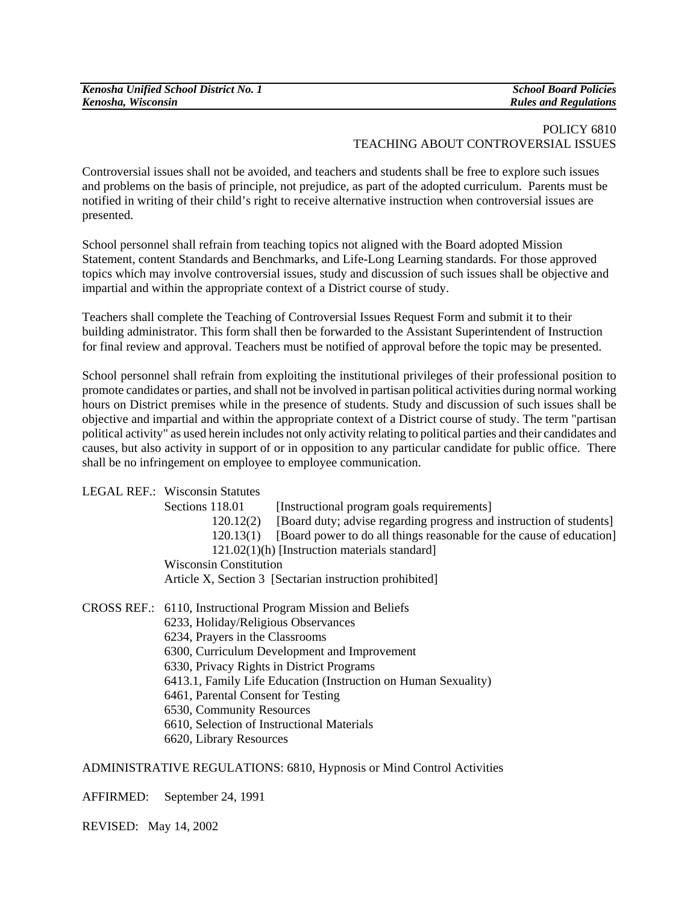*Kenosha Unified School District No. 1*
*Kenosha, Wisconsin*

*School Board Policies*
*Rules and Regulations*

POLICY 6810
TEACHING ABOUT CONTROVERSIAL ISSUES

Controversial issues shall not be avoided, and teachers and students shall be free to explore such issues and problems on the basis of principle, not prejudice, as part of the adopted curriculum. Parents must be notified in writing of their child's right to receive alternative instruction when controversial issues are presented.

School personnel shall refrain from teaching topics not aligned with the Board adopted Mission Statement, content Standards and Benchmarks, and Life-Long Learning standards. For those approved topics which may involve controversial issues, study and discussion of such issues shall be objective and impartial and within the appropriate context of a District course of study.

Teachers shall complete the Teaching of Controversial Issues Request Form and submit it to their building administrator. This form shall then be forwarded to the Assistant Superintendent of Instruction for final review and approval. Teachers must be notified of approval before the topic may be presented.

School personnel shall refrain from exploiting the institutional privileges of their professional position to promote candidates or parties, and shall not be involved in partisan political activities during normal working hours on District premises while in the presence of students. Study and discussion of such issues shall be objective and impartial and within the appropriate context of a District course of study. The term "partisan political activity" as used herein includes not only activity relating to political parties and their candidates and causes, but also activity in support of or in opposition to any particular candidate for public office. There shall be no infringement on employee to employee communication.

LEGAL REF.: Wisconsin Statutes
Sections 118.01 [Instructional program goals requirements]
120.12(2) [Board duty; advise regarding progress and instruction of students]
120.13(1) [Board power to do all things reasonable for the cause of education]
121.02(1)(h) [Instruction materials standard]
Wisconsin Constitution
Article X, Section 3 [Sectarian instruction prohibited]

CROSS REF.: 6110, Instructional Program Mission and Beliefs
6233, Holiday/Religious Observances
6234, Prayers in the Classrooms
6300, Curriculum Development and Improvement
6330, Privacy Rights in District Programs
6413.1, Family Life Education (Instruction on Human Sexuality)
6461, Parental Consent for Testing
6530, Community Resources
6610, Selection of Instructional Materials
6620, Library Resources

ADMINISTRATIVE REGULATIONS: 6810, Hypnosis or Mind Control Activities

AFFIRMED: September 24, 1991

REVISED: May 14, 2002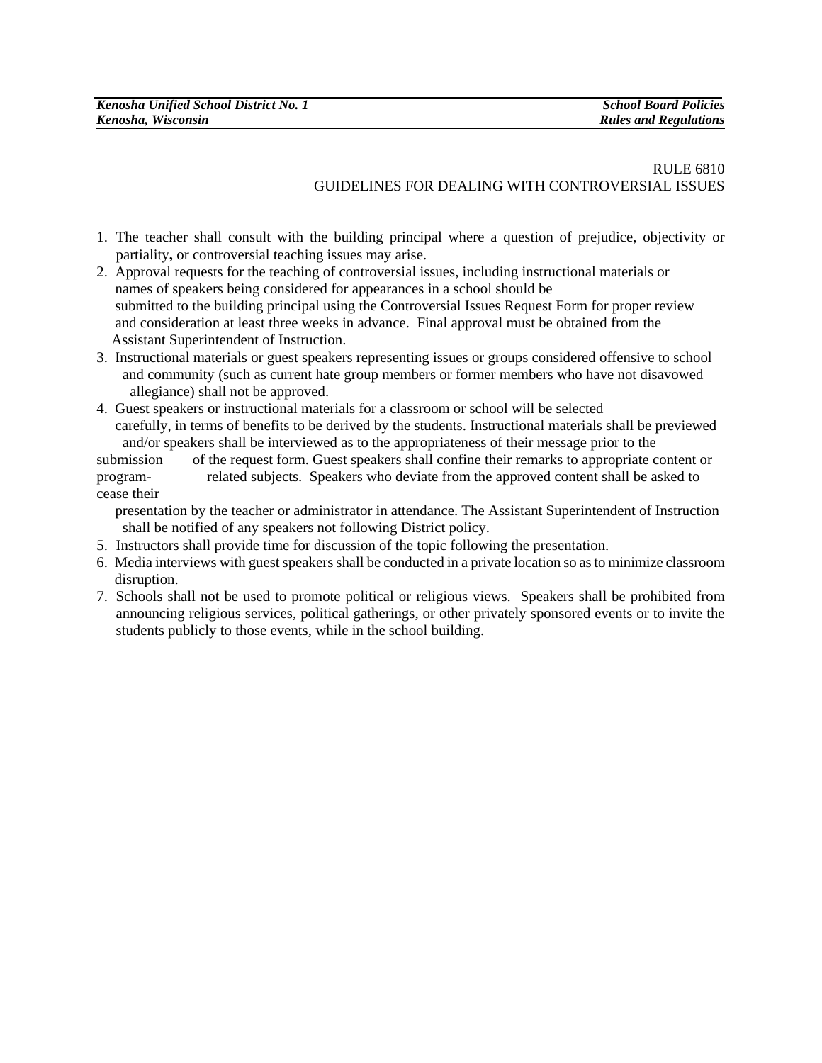RULE 6810
GUIDELINES FOR DEALING WITH CONTROVERSIAL ISSUES

1. The teacher shall consult with the building principal where a question of prejudice, objectivity or partiality**,** or controversial teaching issues may arise.
2. Approval requests for the teaching of controversial issues, including instructional materials or names of speakers being considered for appearances in a school should be submitted to the building principal using the Controversial Issues Request Form for proper review and consideration at least three weeks in advance. Final approval must be obtained from the Assistant Superintendent of Instruction.
3. Instructional materials or guest speakers representing issues or groups considered offensive to school and community (such as current hate group members or former members who have not disavowed allegiance) shall not be approved.
4. Guest speakers or instructional materials for a classroom or school will be selected carefully, in terms of benefits to be derived by the students. Instructional materials shall be previewed and/or speakers shall be interviewed as to the appropriateness of their message prior to the submission of the request form. Guest speakers shall confine their remarks to appropriate content or program-related subjects. Speakers who deviate from the approved content shall be asked to cease their presentation by the teacher or administrator in attendance. The Assistant Superintendent of Instruction shall be notified of any speakers not following District policy.
5. Instructors shall provide time for discussion of the topic following the presentation.
6. Media interviews with guest speakers shall be conducted in a private location so as to minimize classroom disruption.
7. Schools shall not be used to promote political or religious views. Speakers shall be prohibited from announcing religious services, political gatherings, or other privately sponsored events or to invite the students publicly to those events, while in the school building.